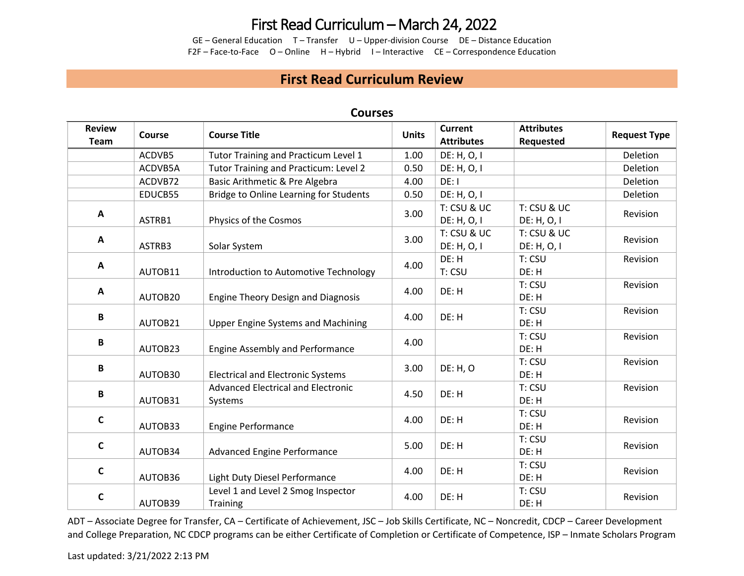# First Read Curriculum – March 24, 2022

GE – General Education  T – Transfer  U – Upper-division Course  DE – Distance Education
F2F – Face-to-Face  O – Online  H – Hybrid  I – Interactive  CE – Correspondence Education

## First Read Curriculum Review

### Courses

| Review Team | Course | Course Title | Units | Current Attributes | Attributes Requested | Request Type |
|---|---|---|---|---|---|---|
| | ACDVB5 | Tutor Training and Practicum Level 1 | 1.00 | DE: H, O, I | | Deletion |
| | ACDVB5A | Tutor Training and Practicum: Level 2 | 0.50 | DE: H, O, I | | Deletion |
| | ACDVB72 | Basic Arithmetic & Pre Algebra | 4.00 | DE: I | | Deletion |
| | EDUCB55 | Bridge to Online Learning for Students | 0.50 | DE: H, O, I | | Deletion |
| **A** | ASTRB1 | Physics of the Cosmos | 3.00 | T: CSU & UC<br>DE: H, O, I | T: CSU & UC<br>DE: H, O, I | Revision |
| **A** | ASTRB3 | Solar System | 3.00 | T: CSU & UC<br>DE: H, O, I | T: CSU & UC<br>DE: H, O, I | Revision |
| **A** | AUTOB11 | Introduction to Automotive Technology | 4.00 | DE: H<br>T: CSU | T: CSU<br>DE: H | Revision |
| **A** | AUTOB20 | Engine Theory Design and Diagnosis | 4.00 | DE: H | T: CSU<br>DE: H | Revision |
| **B** | AUTOB21 | Upper Engine Systems and Machining | 4.00 | DE: H | T: CSU<br>DE: H | Revision |
| **B** | AUTOB23 | Engine Assembly and Performance | 4.00 | | T: CSU<br>DE: H | Revision |
| **B** | AUTOB30 | Electrical and Electronic Systems | 3.00 | DE: H, O | T: CSU<br>DE: H | Revision |
| **B** | AUTOB31 | Advanced Electrical and Electronic Systems | 4.50 | DE: H | T: CSU<br>DE: H | Revision |
| **C** | AUTOB33 | Engine Performance | 4.00 | DE: H | T: CSU<br>DE: H | Revision |
| **C** | AUTOB34 | Advanced Engine Performance | 5.00 | DE: H | T: CSU<br>DE: H | Revision |
| **C** | AUTOB36 | Light Duty Diesel Performance | 4.00 | DE: H | T: CSU<br>DE: H | Revision |
| **C** | AUTOB39 | Level 1 and Level 2 Smog Inspector Training | 4.00 | DE: H | T: CSU<br>DE: H | Revision |

ADT – Associate Degree for Transfer, CA – Certificate of Achievement, JSC – Job Skills Certificate, NC – Noncredit, CDCP – Career Development and College Preparation, NC CDCP programs can be either Certificate of Completion or Certificate of Competence, ISP – Inmate Scholars Program

Last updated: 3/21/2022 2:13 PM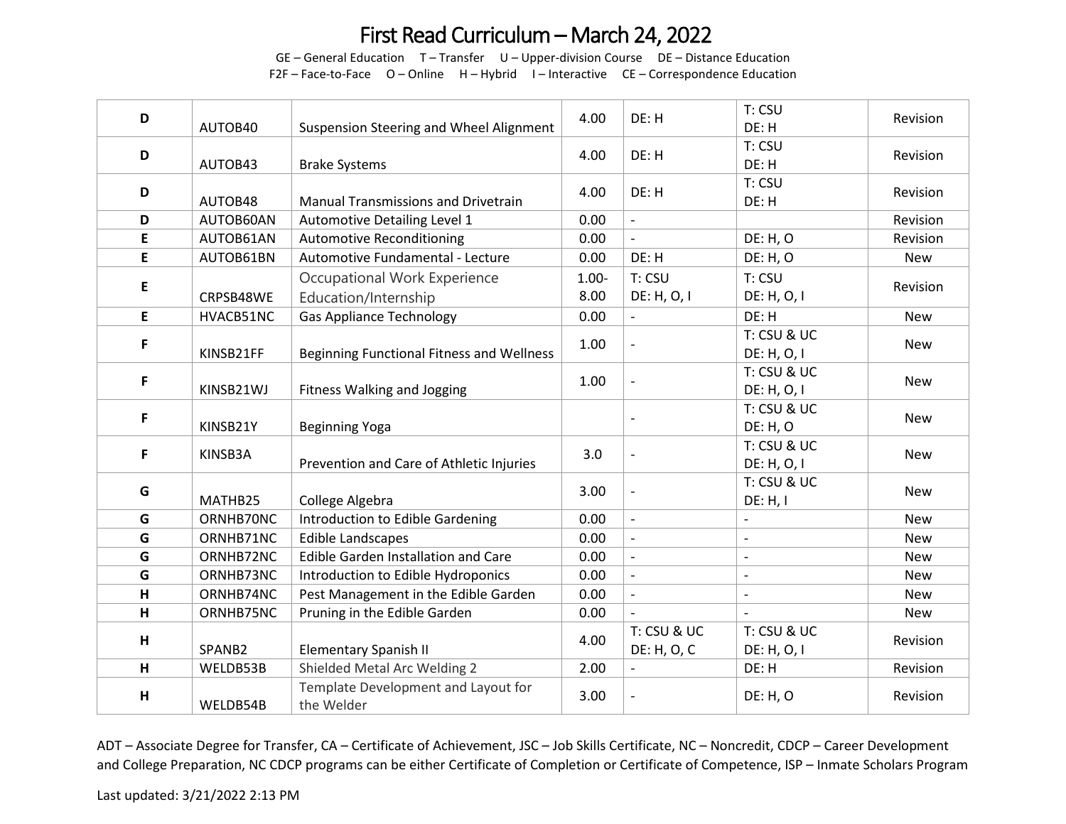# First Read Curriculum – March 24, 2022

GE – General Education  T – Transfer  U – Upper-division Course  DE – Distance Education
F2F – Face-to-Face  O – Online  H – Hybrid  I – Interactive  CE – Correspondence Education

| | | | | | | |
|---|---|---|---|---|---|---|
| **D** | AUTOB40 | Suspension Steering and Wheel Alignment | 4.00 | DE: H | T: CSU<br>DE: H | Revision |
| **D** | AUTOB43 | Brake Systems | 4.00 | DE: H | T: CSU<br>DE: H | Revision |
| **D** | AUTOB48 | Manual Transmissions and Drivetrain | 4.00 | DE: H | T: CSU<br>DE: H | Revision |
| **D** | AUTOB60AN | Automotive Detailing Level 1 | 0.00 | - | | Revision |
| **E** | AUTOB61AN | Automotive Reconditioning | 0.00 | - | DE: H, O | Revision |
| **E** | AUTOB61BN | Automotive Fundamental - Lecture | 0.00 | DE: H | DE: H, O | New |
| **E** | CRPSB48WE | Occupational Work Experience Education/Internship | 1.00-8.00 | T: CSU<br>DE: H, O, I | T: CSU<br>DE: H, O, I | Revision |
| **E** | HVACB51NC | Gas Appliance Technology | 0.00 | - | DE: H | New |
| **F** | KINSB21FF | Beginning Functional Fitness and Wellness | 1.00 | - | T: CSU & UC<br>DE: H, O, I | New |
| **F** | KINSB21WJ | Fitness Walking and Jogging | 1.00 | - | T: CSU & UC<br>DE: H, O, I | New |
| **F** | KINSB21Y | Beginning Yoga | | - | T: CSU & UC<br>DE: H, O | New |
| **F** | KINSB3A | Prevention and Care of Athletic Injuries | 3.0 | - | T: CSU & UC<br>DE: H, O, I | New |
| **G** | MATHB25 | College Algebra | 3.00 | - | T: CSU & UC<br>DE: H, I | New |
| **G** | ORNHB70NC | Introduction to Edible Gardening | 0.00 | - | - | New |
| **G** | ORNHB71NC | Edible Landscapes | 0.00 | - | - | New |
| **G** | ORNHB72NC | Edible Garden Installation and Care | 0.00 | - | - | New |
| **G** | ORNHB73NC | Introduction to Edible Hydroponics | 0.00 | - | - | New |
| **H** | ORNHB74NC | Pest Management in the Edible Garden | 0.00 | - | - | New |
| **H** | ORNHB75NC | Pruning in the Edible Garden | 0.00 | - | - | New |
| **H** | SPANB2 | Elementary Spanish II | 4.00 | T: CSU & UC<br>DE: H, O, C | T: CSU & UC<br>DE: H, O, I | Revision |
| **H** | WELDB53B | Shielded Metal Arc Welding 2 | 2.00 | - | DE: H | Revision |
| **H** | WELDB54B | Template Development and Layout for the Welder | 3.00 | - | DE: H, O | Revision |

ADT – Associate Degree for Transfer, CA – Certificate of Achievement, JSC – Job Skills Certificate, NC – Noncredit, CDCP – Career Development and College Preparation, NC CDCP programs can be either Certificate of Completion or Certificate of Competence, ISP – Inmate Scholars Program

Last updated: 3/21/2022 2:13 PM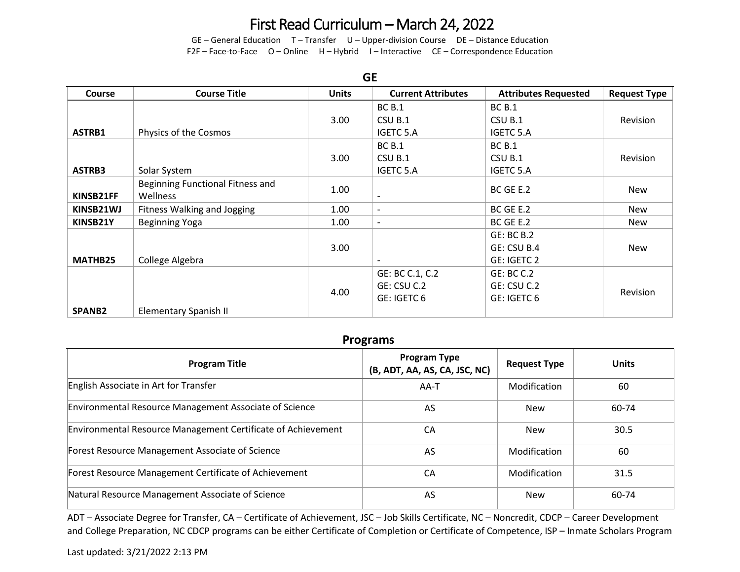# First Read Curriculum – March 24, 2022

GE – General Education    T – Transfer    U – Upper-division Course    DE – Distance Education
F2F – Face-to-Face    O – Online    H – Hybrid    I – Interactive    CE – Correspondence Education

## GE

| Course | Course Title | Units | Current Attributes | Attributes Requested | Request Type |
|---|---|---|---|---|---|
| **ASTRB1** | Physics of the Cosmos | 3.00 | BC B.1<br>CSU B.1<br>IGETC 5.A | BC B.1<br>CSU B.1<br>IGETC 5.A | Revision |
| **ASTRB3** | Solar System | 3.00 | BC B.1<br>CSU B.1<br>IGETC 5.A | BC B.1<br>CSU B.1<br>IGETC 5.A | Revision |
| **KINSB21FF** | Beginning Functional Fitness and Wellness | 1.00 | - | BC GE E.2 | New |
| **KINSB21WJ** | Fitness Walking and Jogging | 1.00 | - | BC GE E.2 | New |
| **KINSB21Y** | Beginning Yoga | 1.00 | - | BC GE E.2 | New |
| **MATHB25** | College Algebra | 3.00 | - | GE: BC B.2<br>GE: CSU B.4<br>GE: IGETC 2 | New |
| **SPANB2** | Elementary Spanish II | 4.00 | GE: BC C.1, C.2<br>GE: CSU C.2<br>GE: IGETC 6 | GE: BC C.2<br>GE: CSU C.2<br>GE: IGETC 6 | Revision |

## Programs

| Program Title | Program Type (B, ADT, AA, AS, CA, JSC, NC) | Request Type | Units |
|---|---|---|---|
| English Associate in Art for Transfer | AA-T | Modification | 60 |
| Environmental Resource Management Associate of Science | AS | New | 60-74 |
| Environmental Resource Management Certificate of Achievement | CA | New | 30.5 |
| Forest Resource Management Associate of Science | AS | Modification | 60 |
| Forest Resource Management Certificate of Achievement | CA | Modification | 31.5 |
| Natural Resource Management Associate of Science | AS | New | 60-74 |

ADT – Associate Degree for Transfer, CA – Certificate of Achievement, JSC – Job Skills Certificate, NC – Noncredit, CDCP – Career Development and College Preparation, NC CDCP programs can be either Certificate of Completion or Certificate of Competence, ISP – Inmate Scholars Program

Last updated: 3/21/2022 2:13 PM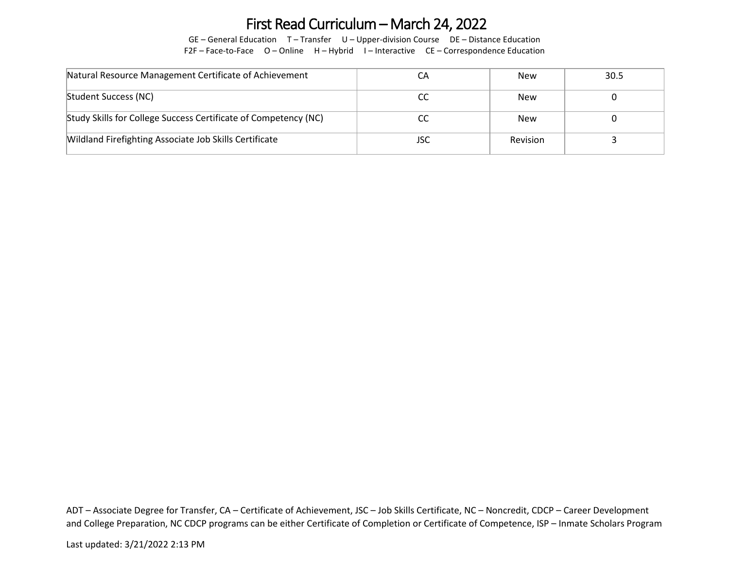# First Read Curriculum – March 24, 2022

GE – General Education T – Transfer U – Upper-division Course DE – Distance Education
F2F – Face-to-Face O – Online H – Hybrid I – Interactive CE – Correspondence Education

| | | | |
|---|---|---|---|
| Natural Resource Management Certificate of Achievement | CA | New | 30.5 |
| Student Success (NC) | CC | New | 0 |
| Study Skills for College Success Certificate of Competency (NC) | CC | New | 0 |
| Wildland Firefighting Associate Job Skills Certificate | JSC | Revision | 3 |

ADT – Associate Degree for Transfer, CA – Certificate of Achievement, JSC – Job Skills Certificate, NC – Noncredit, CDCP – Career Development and College Preparation, NC CDCP programs can be either Certificate of Completion or Certificate of Competence, ISP – Inmate Scholars Program

Last updated: 3/21/2022 2:13 PM